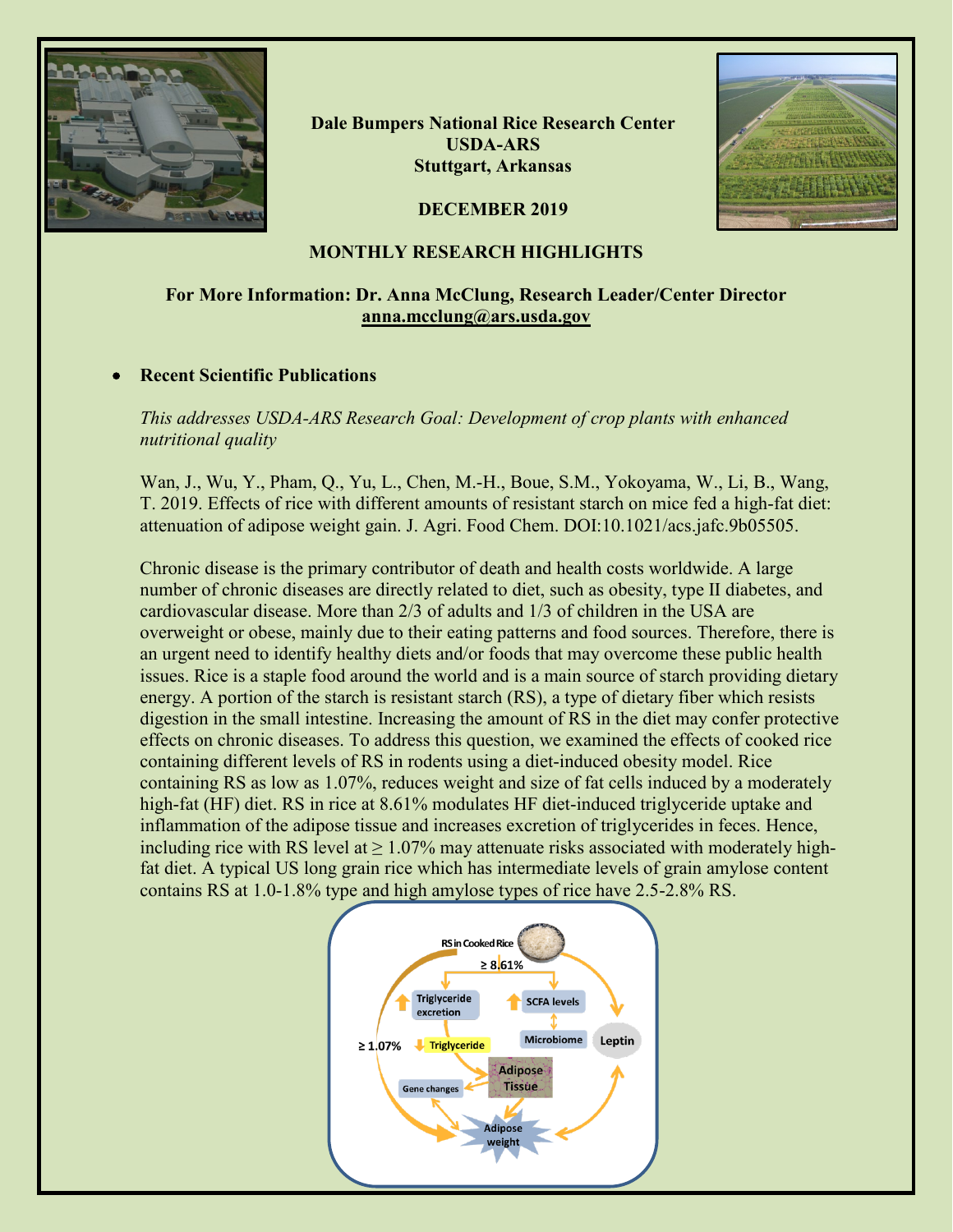**Dale Bumpers National Rice Research Center**
**USDA-ARS**
**Stuttgart, Arkansas**

**DECEMBER 2019**

## MONTHLY RESEARCH HIGHLIGHTS

**For More Information: Dr. Anna McClung, Research Leader/Center Director**
**anna.mcclung@ars.usda.gov**

- **Recent Scientific Publications**

*This addresses USDA-ARS Research Goal: Development of crop plants with enhanced nutritional quality*

Wan, J., Wu, Y., Pham, Q., Yu, L., Chen, M.-H., Boue, S.M., Yokoyama, W., Li, B., Wang, T. 2019. Effects of rice with different amounts of resistant starch on mice fed a high-fat diet: attenuation of adipose weight gain. J. Agri. Food Chem. DOI:10.1021/acs.jafc.9b05505.

Chronic disease is the primary contributor of death and health costs worldwide. A large number of chronic diseases are directly related to diet, such as obesity, type II diabetes, and cardiovascular disease. More than 2/3 of adults and 1/3 of children in the USA are overweight or obese, mainly due to their eating patterns and food sources. Therefore, there is an urgent need to identify healthy diets and/or foods that may overcome these public health issues. Rice is a staple food around the world and is a main source of starch providing dietary energy. A portion of the starch is resistant starch (RS), a type of dietary fiber which resists digestion in the small intestine. Increasing the amount of RS in the diet may confer protective effects on chronic diseases. To address this question, we examined the effects of cooked rice containing different levels of RS in rodents using a diet-induced obesity model. Rice containing RS as low as 1.07%, reduces weight and size of fat cells induced by a moderately high-fat (HF) diet. RS in rice at 8.61% modulates HF diet-induced triglyceride uptake and inflammation of the adipose tissue and increases excretion of triglycerides in feces. Hence, including rice with RS level at ≥ 1.07% may attenuate risks associated with moderately high-fat diet. A typical US long grain rice which has intermediate levels of grain amylose content contains RS at 1.0-1.8% type and high amylose types of rice have 2.5-2.8% RS.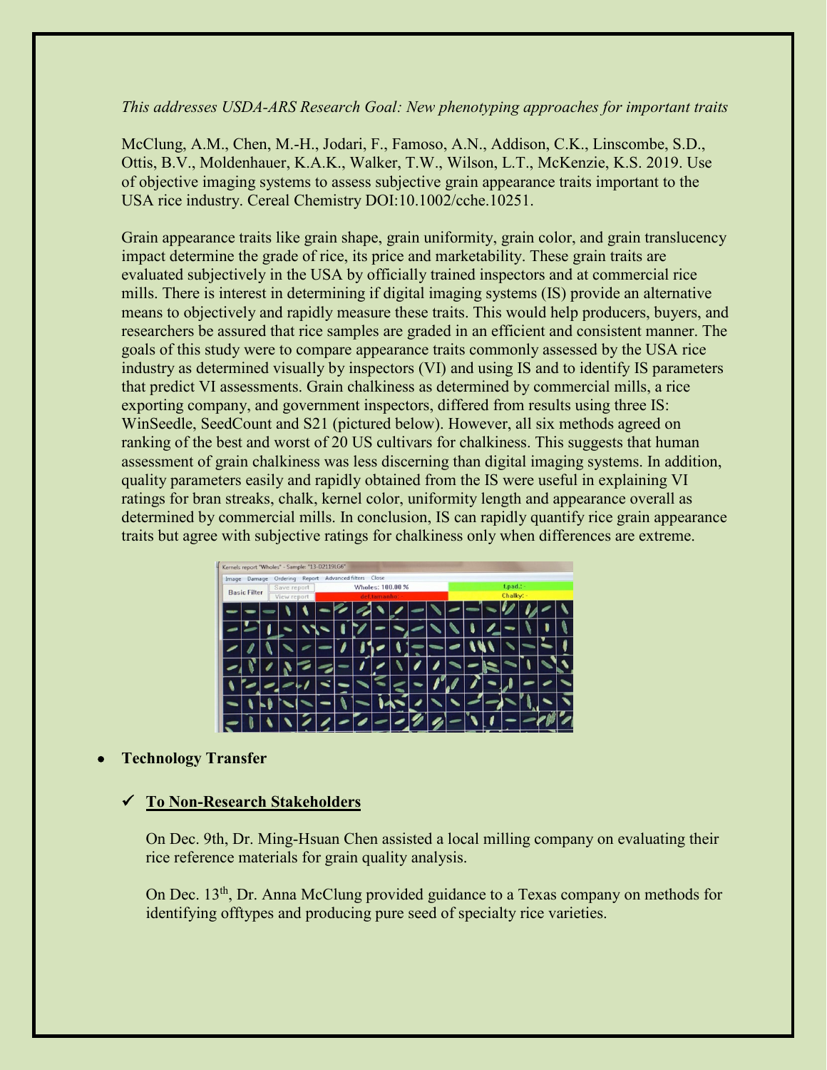*This addresses USDA-ARS Research Goal: New phenotyping approaches for important traits*

McClung, A.M., Chen, M.-H., Jodari, F., Famoso, A.N., Addison, C.K., Linscombe, S.D., Ottis, B.V., Moldenhauer, K.A.K., Walker, T.W., Wilson, L.T., McKenzie, K.S. 2019. Use of objective imaging systems to assess subjective grain appearance traits important to the USA rice industry. Cereal Chemistry DOI:10.1002/cche.10251.

Grain appearance traits like grain shape, grain uniformity, grain color, and grain translucency impact determine the grade of rice, its price and marketability. These grain traits are evaluated subjectively in the USA by officially trained inspectors and at commercial rice mills. There is interest in determining if digital imaging systems (IS) provide an alternative means to objectively and rapidly measure these traits. This would help producers, buyers, and researchers be assured that rice samples are graded in an efficient and consistent manner. The goals of this study were to compare appearance traits commonly assessed by the USA rice industry as determined visually by inspectors (VI) and using IS and to identify IS parameters that predict VI assessments. Grain chalkiness as determined by commercial mills, a rice exporting company, and government inspectors, differed from results using three IS: WinSeedle, SeedCount and S21 (pictured below). However, all six methods agreed on ranking of the best and worst of 20 US cultivars for chalkiness. This suggests that human assessment of grain chalkiness was less discerning than digital imaging systems. In addition, quality parameters easily and rapidly obtained from the IS were useful in explaining VI ratings for bran streaks, chalk, kernel color, uniformity length and appearance overall as determined by commercial mills. In conclusion, IS can rapidly quantify rice grain appearance traits but agree with subjective ratings for chalkiness only when differences are extreme.

- **Technology Transfer**

  - ✓ **To Non-Research Stakeholders**

    On Dec. 9th, Dr. Ming-Hsuan Chen assisted a local milling company on evaluating their rice reference materials for grain quality analysis.

    On Dec. 13th, Dr. Anna McClung provided guidance to a Texas company on methods for identifying offtypes and producing pure seed of specialty rice varieties.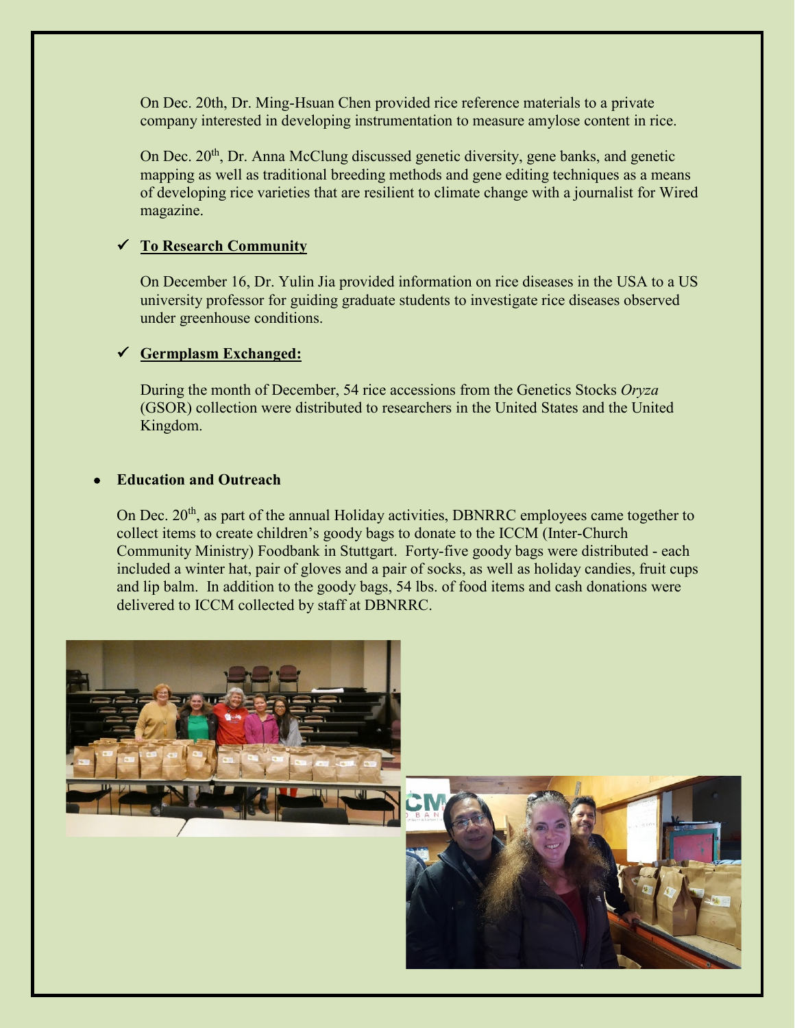On Dec. 20th, Dr. Ming-Hsuan Chen provided rice reference materials to a private company interested in developing instrumentation to measure amylose content in rice.

On Dec. 20th, Dr. Anna McClung discussed genetic diversity, gene banks, and genetic mapping as well as traditional breeding methods and gene editing techniques as a means of developing rice varieties that are resilient to climate change with a journalist for Wired magazine.

- ✓ **To Research Community**

  On December 16, Dr. Yulin Jia provided information on rice diseases in the USA to a US university professor for guiding graduate students to investigate rice diseases observed under greenhouse conditions.

- ✓ **Germplasm Exchanged:**

  During the month of December, 54 rice accessions from the Genetics Stocks *Oryza* (GSOR) collection were distributed to researchers in the United States and the United Kingdom.

- **Education and Outreach**

  On Dec. 20th, as part of the annual Holiday activities, DBNRRC employees came together to collect items to create children's goody bags to donate to the ICCM (Inter-Church Community Ministry) Foodbank in Stuttgart. Forty-five goody bags were distributed - each included a winter hat, pair of gloves and a pair of socks, as well as holiday candies, fruit cups and lip balm. In addition to the goody bags, 54 lbs. of food items and cash donations were delivered to ICCM collected by staff at DBNRRC.